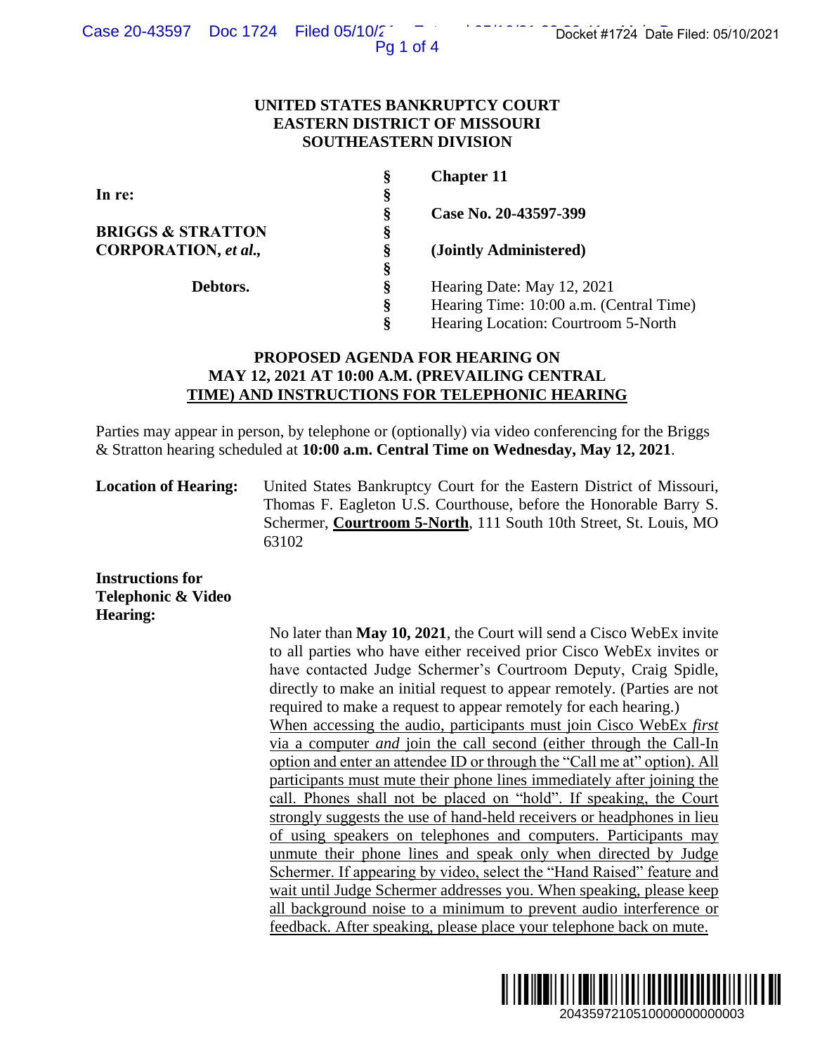**UNITED STATES BANKRUPTCY COURT**
**EASTERN DISTRICT OF MISSOURI**
**SOUTHEASTERN DIVISION**

| | | |
|---|---|---|
| **In re:** | § | **Chapter 11** |
| | § | |
| **BRIGGS & STRATTON CORPORATION, *et al.*,** | § | **Case No. 20-43597-399** |
| | § | |
| **Debtors.** | § | **(Jointly Administered)** |
| | § | |
| | § | Hearing Date: May 12, 2021 |
| | § | Hearing Time: 10:00 a.m. (Central Time) |
| | § | Hearing Location: Courtroom 5-North |

**PROPOSED AGENDA FOR HEARING ON MAY 12, 2021 AT 10:00 A.M. (PREVAILING CENTRAL TIME) AND INSTRUCTIONS FOR TELEPHONIC HEARING**

Parties may appear in person, by telephone or (optionally) via video conferencing for the Briggs & Stratton hearing scheduled at **10:00 a.m. Central Time on Wednesday, May 12, 2021**.

**Location of Hearing:** United States Bankruptcy Court for the Eastern District of Missouri, Thomas F. Eagleton U.S. Courthouse, before the Honorable Barry S. Schermer, **Courtroom 5-North**, 111 South 10th Street, St. Louis, MO 63102

**Instructions for Telephonic & Video Hearing:**

No later than **May 10, 2021**, the Court will send a Cisco WebEx invite to all parties who have either received prior Cisco WebEx invites or have contacted Judge Schermer's Courtroom Deputy, Craig Spidle, directly to make an initial request to appear remotely. (Parties are not required to make a request to appear remotely for each hearing.) When accessing the audio, participants must join Cisco WebEx *first* via a computer *and* join the call second (either through the Call-In option and enter an attendee ID or through the "Call me at" option). All participants must mute their phone lines immediately after joining the call. Phones shall not be placed on "hold". If speaking, the Court strongly suggests the use of hand-held receivers or headphones in lieu of using speakers on telephones and computers. Participants may unmute their phone lines and speak only when directed by Judge Schermer. If appearing by video, select the "Hand Raised" feature and wait until Judge Schermer addresses you. When speaking, please keep all background noise to a minimum to prevent audio interference or feedback. After speaking, please place your telephone back on mute.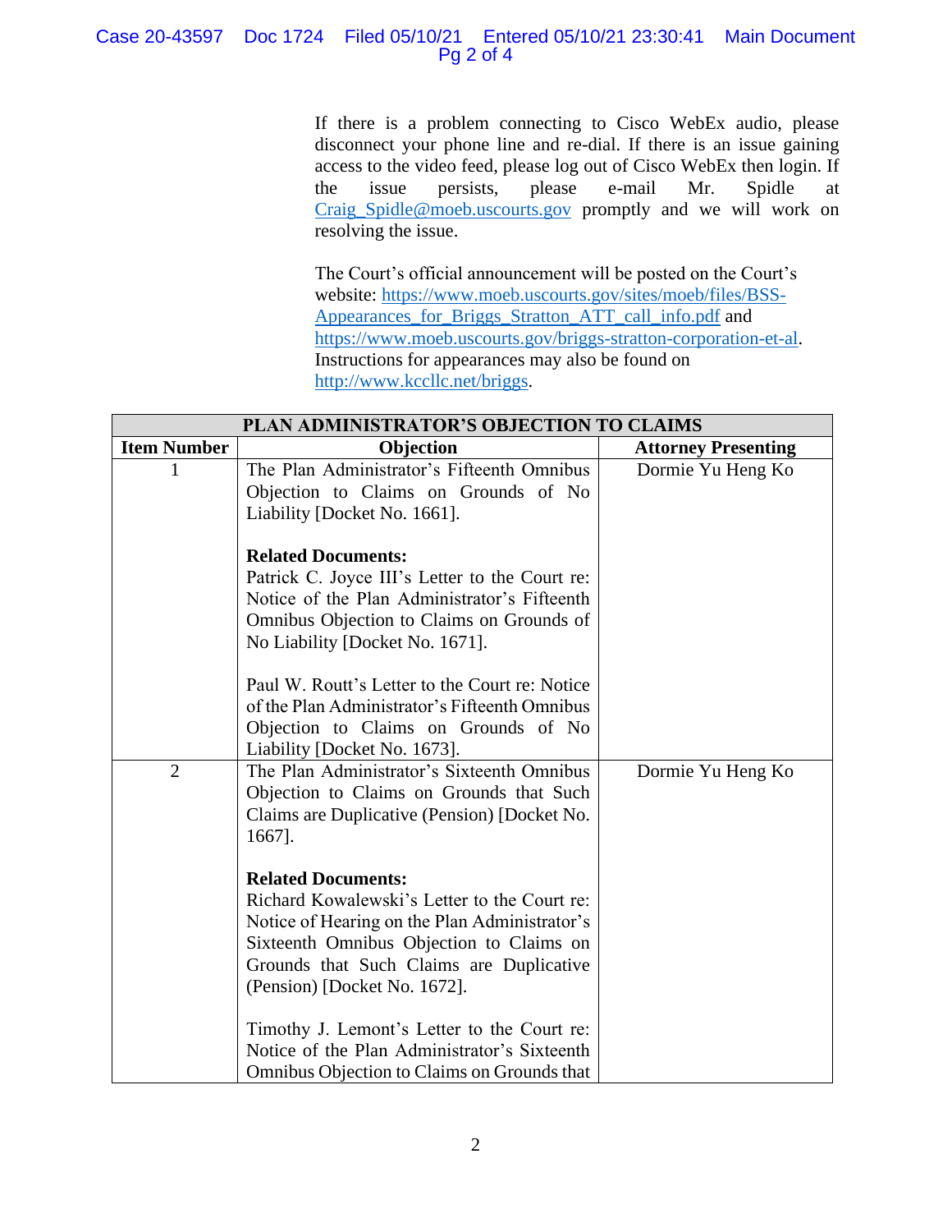If there is a problem connecting to Cisco WebEx audio, please disconnect your phone line and re-dial. If there is an issue gaining access to the video feed, please log out of Cisco WebEx then login. If the issue persists, please e-mail Mr. Spidle at Craig_Spidle@moeb.uscourts.gov promptly and we will work on resolving the issue.

The Court's official announcement will be posted on the Court's website: https://www.moeb.uscourts.gov/sites/moeb/files/BSS-Appearances_for_Briggs_Stratton_ATT_call_info.pdf and https://www.moeb.uscourts.gov/briggs-stratton-corporation-et-al. Instructions for appearances may also be found on http://www.kccllc.net/briggs.

| PLAN ADMINISTRATOR'S OBJECTION TO CLAIMS | | |
|---|---|---|
| **Item Number** | **Objection** | **Attorney Presenting** |
| 1 | The Plan Administrator's Fifteenth Omnibus Objection to Claims on Grounds of No Liability [Docket No. 1661].<br><br>**Related Documents:**<br>Patrick C. Joyce III's Letter to the Court re: Notice of the Plan Administrator's Fifteenth Omnibus Objection to Claims on Grounds of No Liability [Docket No. 1671].<br><br>Paul W. Routt's Letter to the Court re: Notice of the Plan Administrator's Fifteenth Omnibus Objection to Claims on Grounds of No Liability [Docket No. 1673]. | Dormie Yu Heng Ko |
| 2 | The Plan Administrator's Sixteenth Omnibus Objection to Claims on Grounds that Such Claims are Duplicative (Pension) [Docket No. 1667].<br><br>**Related Documents:**<br>Richard Kowalewski's Letter to the Court re: Notice of Hearing on the Plan Administrator's Sixteenth Omnibus Objection to Claims on Grounds that Such Claims are Duplicative (Pension) [Docket No. 1672].<br><br>Timothy J. Lemont's Letter to the Court re: Notice of the Plan Administrator's Sixteenth Omnibus Objection to Claims on Grounds that | Dormie Yu Heng Ko |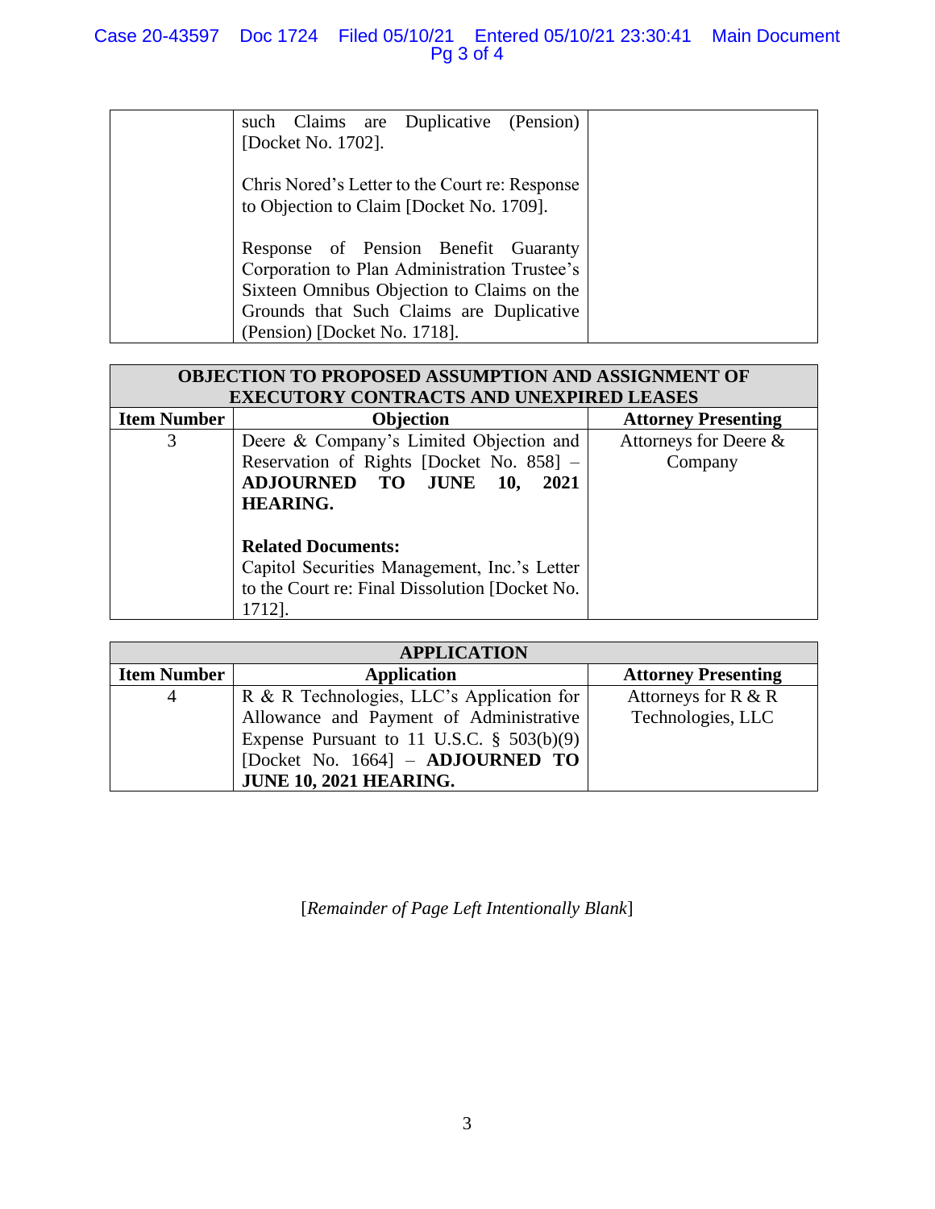| | | |
|---|---|---|
| | such Claims are Duplicative (Pension) [Docket No. 1702].<br><br>Chris Nored's Letter to the Court re: Response to Objection to Claim [Docket No. 1709].<br><br>Response of Pension Benefit Guaranty Corporation to Plan Administration Trustee's Sixteen Omnibus Objection to Claims on the Grounds that Such Claims are Duplicative (Pension) [Docket No. 1718]. | |

| **OBJECTION TO PROPOSED ASSUMPTION AND ASSIGNMENT OF EXECUTORY CONTRACTS AND UNEXPIRED LEASES** | | |
|---|---|---|
| **Item Number** | **Objection** | **Attorney Presenting** |
| 3 | Deere & Company's Limited Objection and Reservation of Rights [Docket No. 858] – **ADJOURNED TO JUNE 10, 2021 HEARING.**<br><br>**Related Documents:**<br>Capitol Securities Management, Inc.'s Letter to the Court re: Final Dissolution [Docket No. 1712]. | Attorneys for Deere & Company |

| **APPLICATION** | | |
|---|---|---|
| **Item Number** | **Application** | **Attorney Presenting** |
| 4 | R & R Technologies, LLC's Application for Allowance and Payment of Administrative Expense Pursuant to 11 U.S.C. § 503(b)(9) [Docket No. 1664] – **ADJOURNED TO JUNE 10, 2021 HEARING.** | Attorneys for R & R Technologies, LLC |

[*Remainder of Page Left Intentionally Blank*]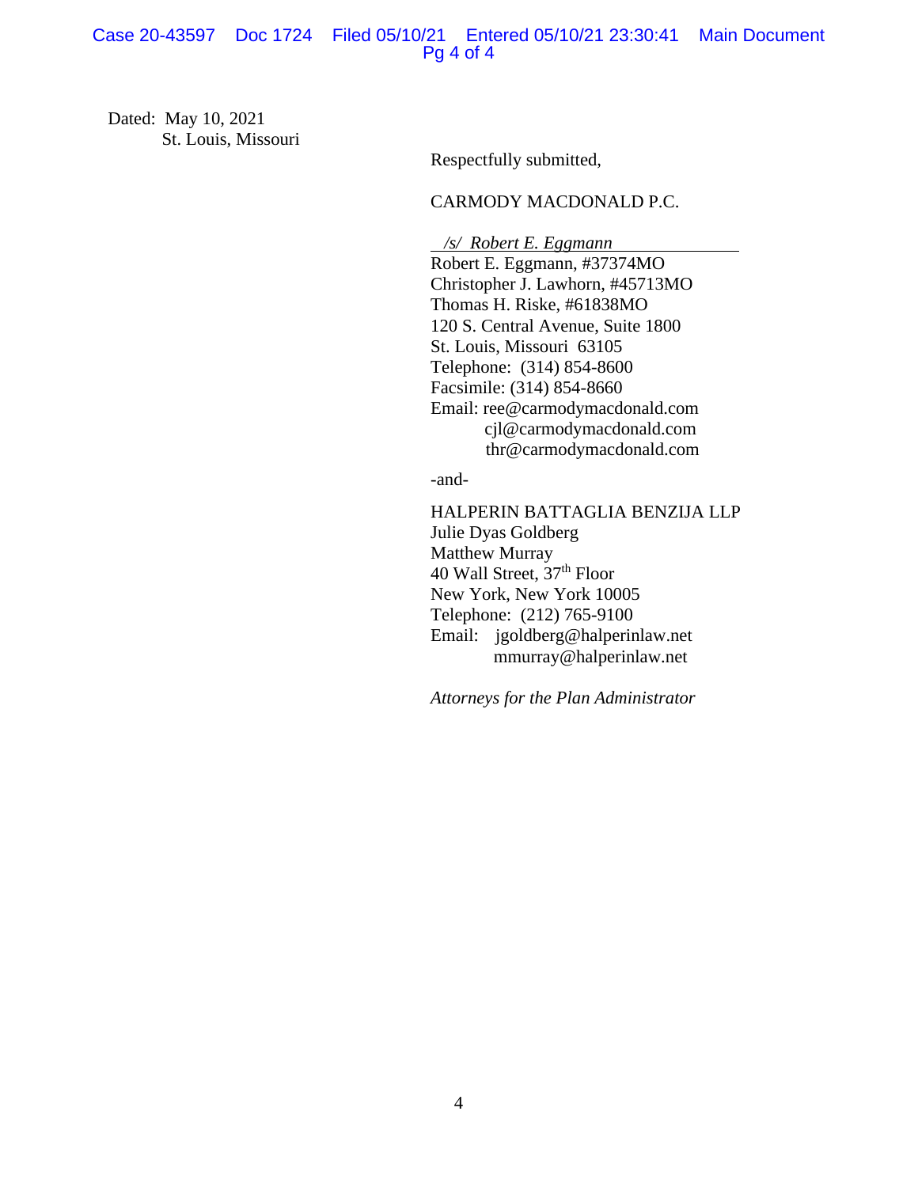Dated: May 10, 2021
St. Louis, Missouri

Respectfully submitted,

CARMODY MACDONALD P.C.

*/s/ Robert E. Eggmann*
Robert E. Eggmann, #37374MO
Christopher J. Lawhorn, #45713MO
Thomas H. Riske, #61838MO
120 S. Central Avenue, Suite 1800
St. Louis, Missouri 63105
Telephone: (314) 854-8600
Facsimile: (314) 854-8660
Email: ree@carmodymacdonald.com
cjl@carmodymacdonald.com
thr@carmodymacdonald.com

-and-

HALPERIN BATTAGLIA BENZIJA LLP
Julie Dyas Goldberg
Matthew Murray
40 Wall Street, 37th Floor
New York, New York 10005
Telephone: (212) 765-9100
Email: jgoldberg@halperinlaw.net
mmurray@halperinlaw.net

*Attorneys for the Plan Administrator*